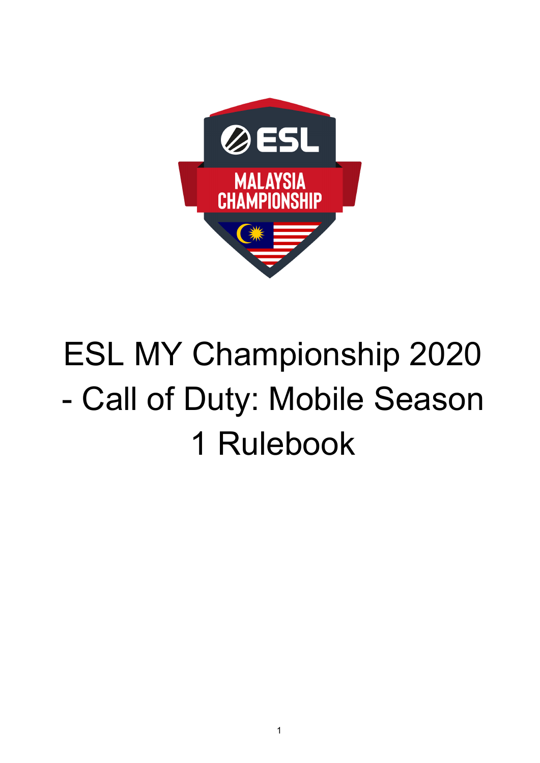# ESL MY Championship 2020 - Call of Duty: Mobile Season 1 Rulebook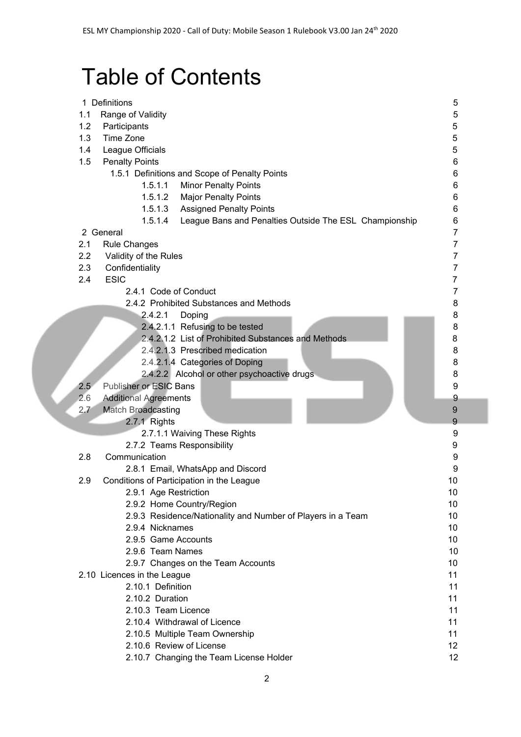# Table of Contents

| | |
|---|---|
| 1 Definitions | 5 |
| 1.1 Range of Validity | 5 |
| 1.2 Participants | 5 |
| 1.3 Time Zone | 5 |
| 1.4 League Officials | 5 |
| 1.5 Penalty Points | 6 |
| 1.5.1 Definitions and Scope of Penalty Points | 6 |
| 1.5.1.1 Minor Penalty Points | 6 |
| 1.5.1.2 Major Penalty Points | 6 |
| 1.5.1.3 Assigned Penalty Points | 6 |
| 1.5.1.4 League Bans and Penalties Outside The ESL Championship | 6 |
| 2 General | 7 |
| 2.1 Rule Changes | 7 |
| 2.2 Validity of the Rules | 7 |
| 2.3 Confidentiality | 7 |
| 2.4 ESIC | 7 |
| 2.4.1 Code of Conduct | 7 |
| 2.4.2 Prohibited Substances and Methods | 8 |
| 2.4.2.1 Doping | 8 |
| 2.4.2.1.1 Refusing to be tested | 8 |
| 2.4.2.1.2 List of Prohibited Substances and Methods | 8 |
| 2.4.2.1.3 Prescribed medication | 8 |
| 2.4.2.1.4 Categories of Doping | 8 |
| 2.4.2.2 Alcohol or other psychoactive drugs | 8 |
| 2.5 Publisher or ESIC Bans | 9 |
| 2.6 Additional Agreements | 9 |
| 2.7 Match Broadcasting | 9 |
| 2.7.1 Rights | 9 |
| 2.7.1.1 Waiving These Rights | 9 |
| 2.7.2 Teams Responsibility | 9 |
| 2.8 Communication | 9 |
| 2.8.1 Email, WhatsApp and Discord | 9 |
| 2.9 Conditions of Participation in the League | 10 |
| 2.9.1 Age Restriction | 10 |
| 2.9.2 Home Country/Region | 10 |
| 2.9.3 Residence/Nationality and Number of Players in a Team | 10 |
| 2.9.4 Nicknames | 10 |
| 2.9.5 Game Accounts | 10 |
| 2.9.6 Team Names | 10 |
| 2.9.7 Changes on the Team Accounts | 10 |
| 2.10 Licences in the League | 11 |
| 2.10.1 Definition | 11 |
| 2.10.2 Duration | 11 |
| 2.10.3 Team Licence | 11 |
| 2.10.4 Withdrawal of Licence | 11 |
| 2.10.5 Multiple Team Ownership | 11 |
| 2.10.6 Review of License | 12 |
| 2.10.7 Changing the Team License Holder | 12 |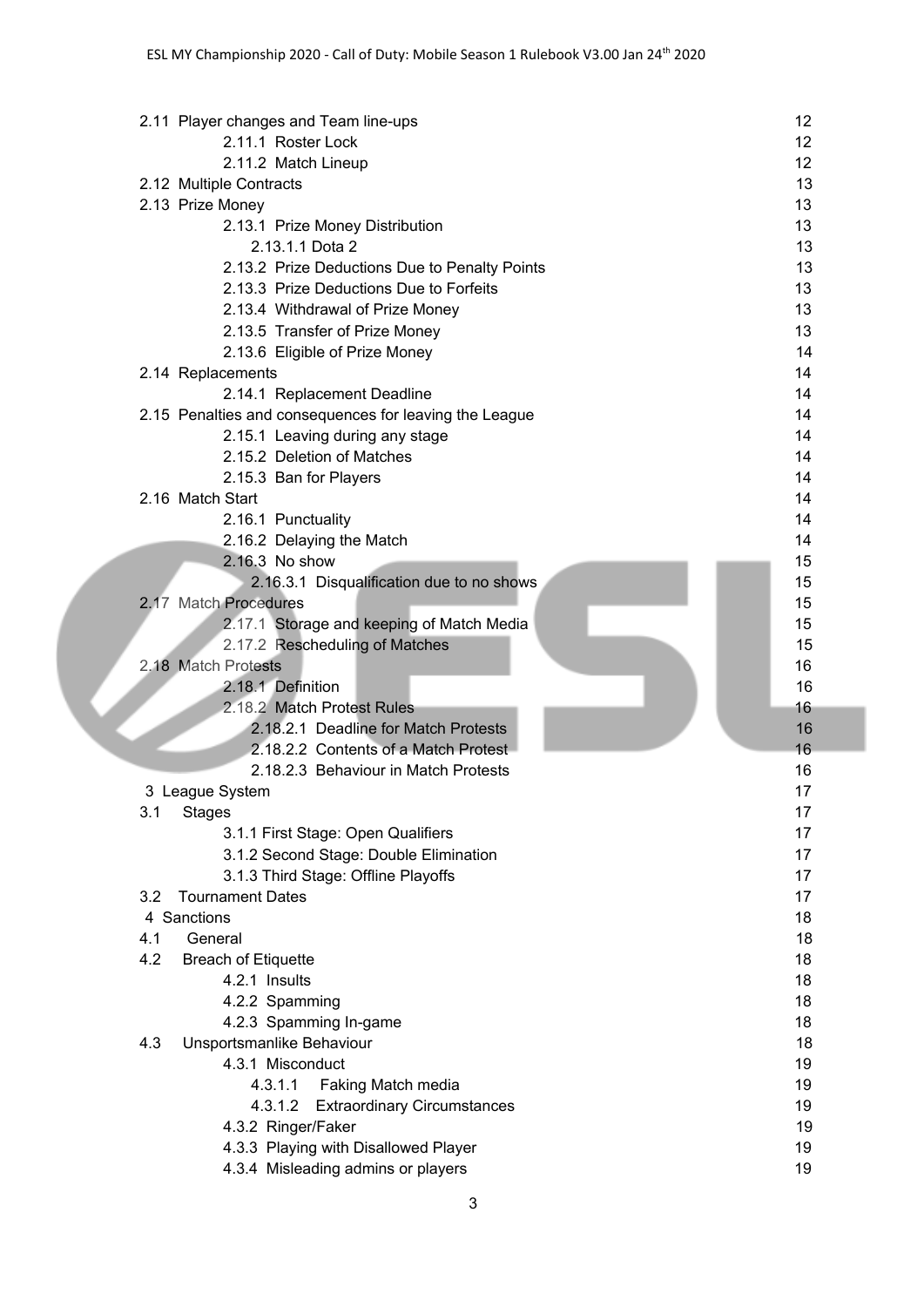| | |
|---|---|
| 2.11 Player changes and Team line-ups | 12 |
| 2.11.1 Roster Lock | 12 |
| 2.11.2 Match Lineup | 12 |
| 2.12 Multiple Contracts | 13 |
| 2.13 Prize Money | 13 |
| 2.13.1 Prize Money Distribution | 13 |
| 2.13.1.1 Dota 2 | 13 |
| 2.13.2 Prize Deductions Due to Penalty Points | 13 |
| 2.13.3 Prize Deductions Due to Forfeits | 13 |
| 2.13.4 Withdrawal of Prize Money | 13 |
| 2.13.5 Transfer of Prize Money | 13 |
| 2.13.6 Eligible of Prize Money | 14 |
| 2.14 Replacements | 14 |
| 2.14.1 Replacement Deadline | 14 |
| 2.15 Penalties and consequences for leaving the League | 14 |
| 2.15.1 Leaving during any stage | 14 |
| 2.15.2 Deletion of Matches | 14 |
| 2.15.3 Ban for Players | 14 |
| 2.16 Match Start | 14 |
| 2.16.1 Punctuality | 14 |
| 2.16.2 Delaying the Match | 14 |
| 2.16.3 No show | 15 |
| 2.16.3.1 Disqualification due to no shows | 15 |
| 2.17 Match Procedures | 15 |
| 2.17.1 Storage and keeping of Match Media | 15 |
| 2.17.2 Rescheduling of Matches | 15 |
| 2.18 Match Protests | 16 |
| 2.18.1 Definition | 16 |
| 2.18.2 Match Protest Rules | 16 |
| 2.18.2.1 Deadline for Match Protests | 16 |
| 2.18.2.2 Contents of a Match Protest | 16 |
| 2.18.2.3 Behaviour in Match Protests | 16 |
| 3 League System | 17 |
| 3.1 Stages | 17 |
| 3.1.1 First Stage: Open Qualifiers | 17 |
| 3.1.2 Second Stage: Double Elimination | 17 |
| 3.1.3 Third Stage: Offline Playoffs | 17 |
| 3.2 Tournament Dates | 17 |
| 4 Sanctions | 18 |
| 4.1 General | 18 |
| 4.2 Breach of Etiquette | 18 |
| 4.2.1 Insults | 18 |
| 4.2.2 Spamming | 18 |
| 4.2.3 Spamming In-game | 18 |
| 4.3 Unsportsmanlike Behaviour | 18 |
| 4.3.1 Misconduct | 19 |
| 4.3.1.1 Faking Match media | 19 |
| 4.3.1.2 Extraordinary Circumstances | 19 |
| 4.3.2 Ringer/Faker | 19 |
| 4.3.3 Playing with Disallowed Player | 19 |
| 4.3.4 Misleading admins or players | 19 |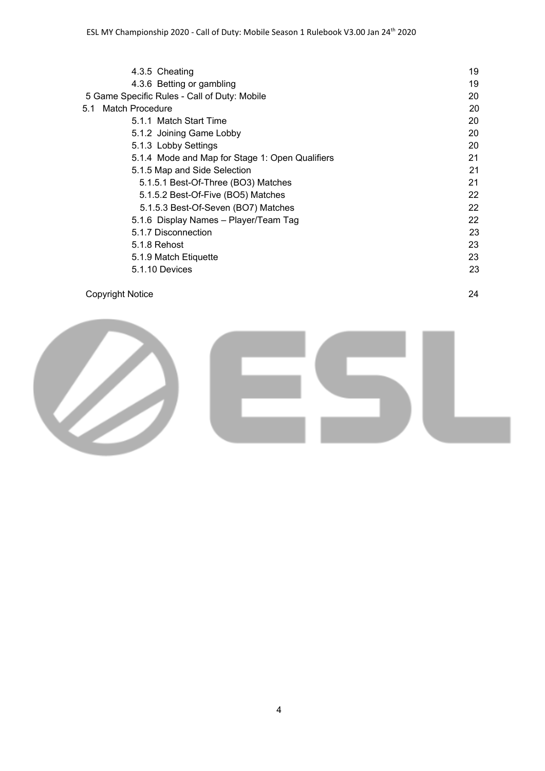| | |
|---|---|
| 4.3.5 Cheating | 19 |
| 4.3.6 Betting or gambling | 19 |
| 5 Game Specific Rules - Call of Duty: Mobile | 20 |
| 5.1 Match Procedure | 20 |
| 5.1.1 Match Start Time | 20 |
| 5.1.2 Joining Game Lobby | 20 |
| 5.1.3 Lobby Settings | 20 |
| 5.1.4 Mode and Map for Stage 1: Open Qualifiers | 21 |
| 5.1.5 Map and Side Selection | 21 |
| 5.1.5.1 Best-Of-Three (BO3) Matches | 21 |
| 5.1.5.2 Best-Of-Five (BO5) Matches | 22 |
| 5.1.5.3 Best-Of-Seven (BO7) Matches | 22 |
| 5.1.6 Display Names – Player/Team Tag | 22 |
| 5.1.7 Disconnection | 23 |
| 5.1.8 Rehost | 23 |
| 5.1.9 Match Etiquette | 23 |
| 5.1.10 Devices | 23 |
| Copyright Notice | 24 |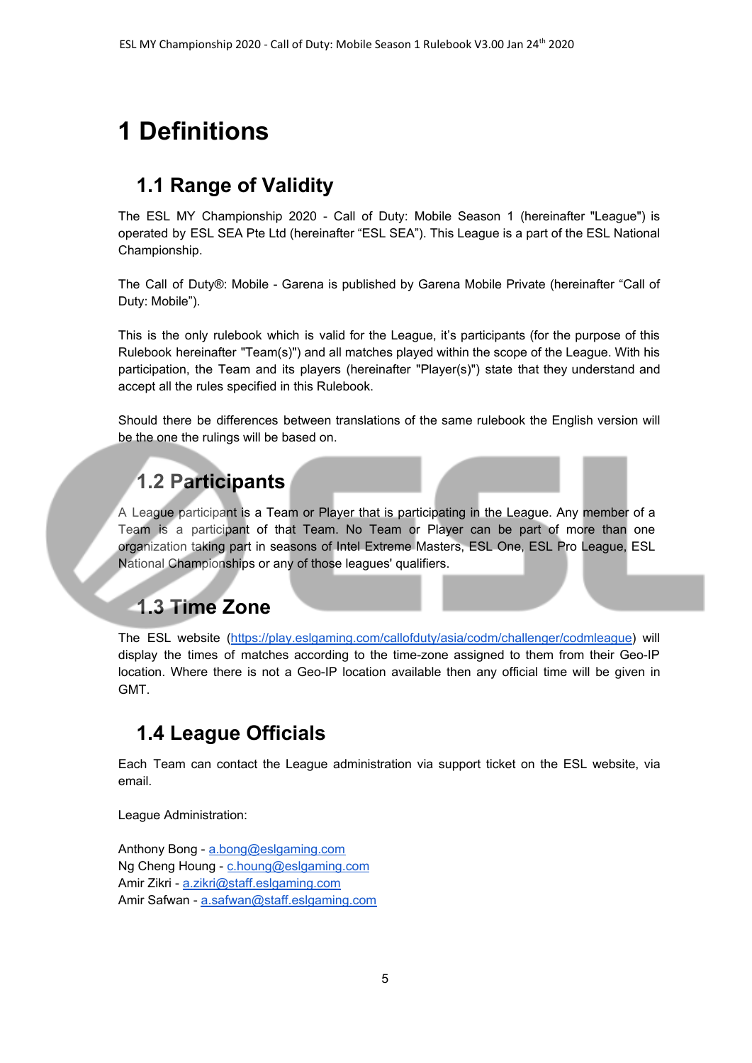# 1 Definitions

## 1.1 Range of Validity

The ESL MY Championship 2020 - Call of Duty: Mobile Season 1 (hereinafter "League") is operated by ESL SEA Pte Ltd (hereinafter “ESL SEA”). This League is a part of the ESL National Championship.

The Call of Duty®: Mobile - Garena is published by Garena Mobile Private (hereinafter “Call of Duty: Mobile”).

This is the only rulebook which is valid for the League, it’s participants (for the purpose of this Rulebook hereinafter "Team(s)") and all matches played within the scope of the League. With his participation, the Team and its players (hereinafter "Player(s)") state that they understand and accept all the rules specified in this Rulebook.

Should there be differences between translations of the same rulebook the English version will be the one the rulings will be based on.

## 1.2 Participants

A League participant is a Team or Player that is participating in the League. Any member of a Team is a participant of that Team. No Team or Player can be part of more than one organization taking part in seasons of Intel Extreme Masters, ESL One, ESL Pro League, ESL National Championships or any of those leagues' qualifiers.

## 1.3 Time Zone

The ESL website (https://play.eslgaming.com/callofduty/asia/codm/challenger/codmleague) will display the times of matches according to the time-zone assigned to them from their Geo-IP location. Where there is not a Geo-IP location available then any official time will be given in GMT.

## 1.4 League Officials

Each Team can contact the League administration via support ticket on the ESL website, via email.

League Administration:

Anthony Bong - a.bong@eslgaming.com
Ng Cheng Houng - c.houng@eslgaming.com
Amir Zikri - a.zikri@staff.eslgaming.com
Amir Safwan - a.safwan@staff.eslgaming.com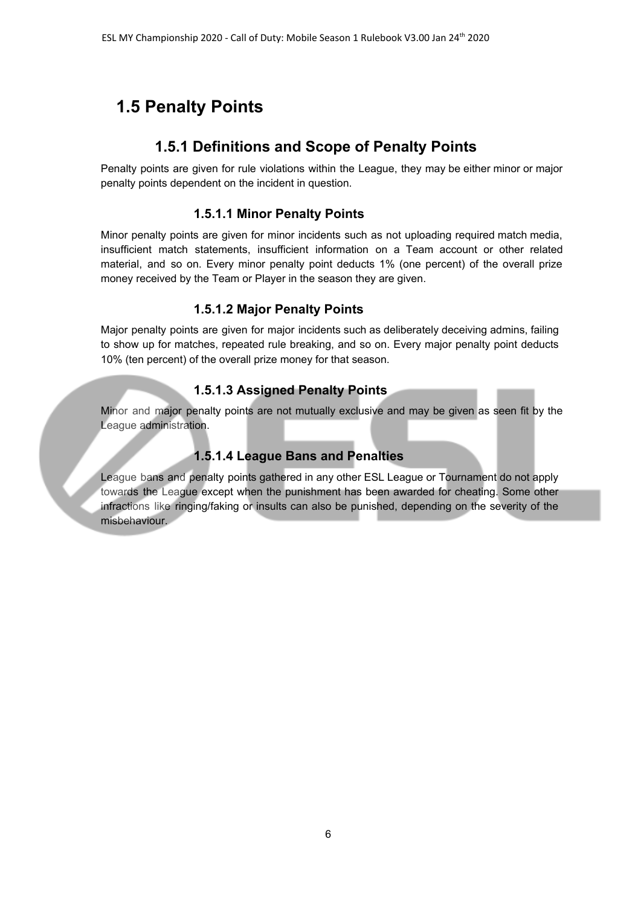## 1.5 Penalty Points

### 1.5.1 Definitions and Scope of Penalty Points

Penalty points are given for rule violations within the League, they may be either minor or major penalty points dependent on the incident in question.

#### 1.5.1.1 Minor Penalty Points

Minor penalty points are given for minor incidents such as not uploading required match media, insufficient match statements, insufficient information on a Team account or other related material, and so on. Every minor penalty point deducts 1% (one percent) of the overall prize money received by the Team or Player in the season they are given.

#### 1.5.1.2 Major Penalty Points

Major penalty points are given for major incidents such as deliberately deceiving admins, failing to show up for matches, repeated rule breaking, and so on. Every major penalty point deducts 10% (ten percent) of the overall prize money for that season.

#### 1.5.1.3 Assigned Penalty Points

Minor and major penalty points are not mutually exclusive and may be given as seen fit by the League administration.

#### 1.5.1.4 League Bans and Penalties

League bans and penalty points gathered in any other ESL League or Tournament do not apply towards the League except when the punishment has been awarded for cheating. Some other infractions like ringing/faking or insults can also be punished, depending on the severity of the misbehaviour.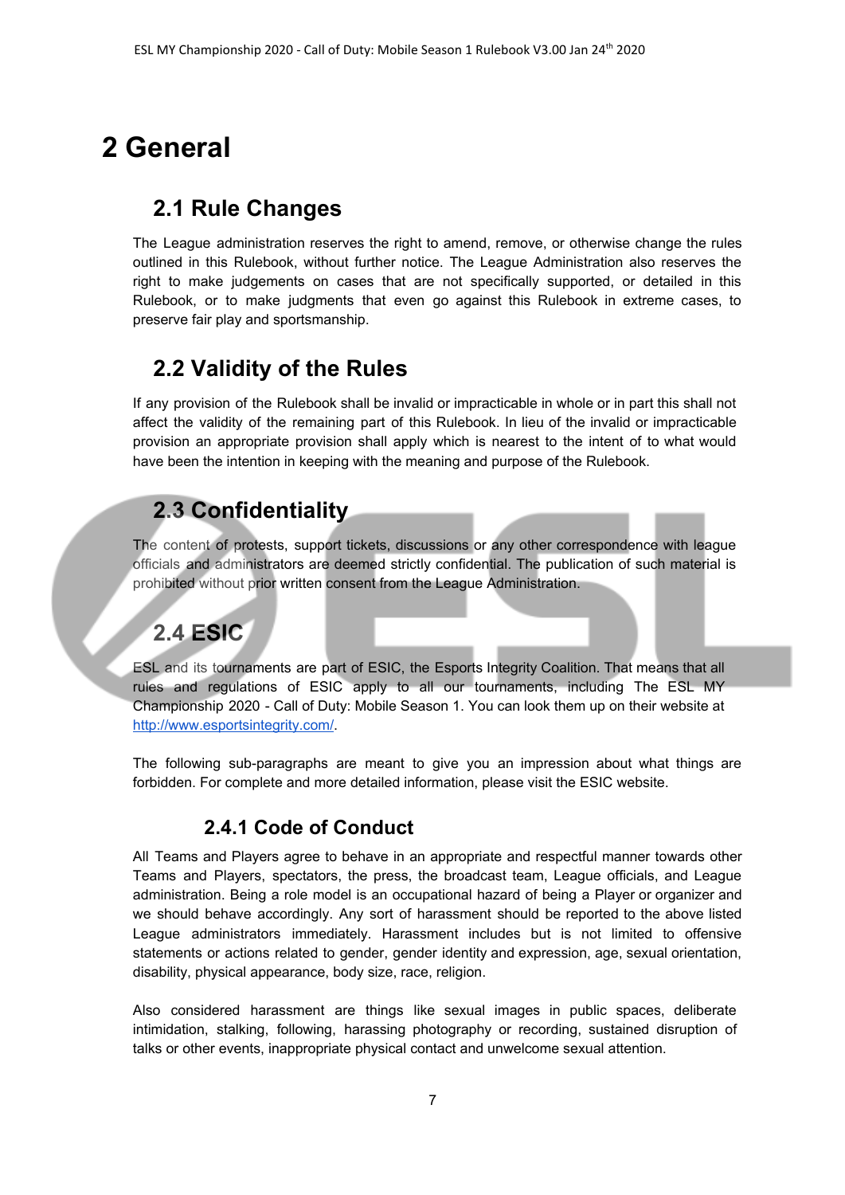# 2 General

## 2.1 Rule Changes

The League administration reserves the right to amend, remove, or otherwise change the rules outlined in this Rulebook, without further notice. The League Administration also reserves the right to make judgements on cases that are not specifically supported, or detailed in this Rulebook, or to make judgments that even go against this Rulebook in extreme cases, to preserve fair play and sportsmanship.

## 2.2 Validity of the Rules

If any provision of the Rulebook shall be invalid or impracticable in whole or in part this shall not affect the validity of the remaining part of this Rulebook. In lieu of the invalid or impracticable provision an appropriate provision shall apply which is nearest to the intent of to what would have been the intention in keeping with the meaning and purpose of the Rulebook.

## 2.3 Confidentiality

The content of protests, support tickets, discussions or any other correspondence with league officials and administrators are deemed strictly confidential. The publication of such material is prohibited without prior written consent from the League Administration.

## 2.4 ESIC

ESL and its tournaments are part of ESIC, the Esports Integrity Coalition. That means that all rules and regulations of ESIC apply to all our tournaments, including The ESL MY Championship 2020 - Call of Duty: Mobile Season 1. You can look them up on their website at http://www.esportsintegrity.com/.

The following sub-paragraphs are meant to give you an impression about what things are forbidden. For complete and more detailed information, please visit the ESIC website.

### 2.4.1 Code of Conduct

All Teams and Players agree to behave in an appropriate and respectful manner towards other Teams and Players, spectators, the press, the broadcast team, League officials, and League administration. Being a role model is an occupational hazard of being a Player or organizer and we should behave accordingly. Any sort of harassment should be reported to the above listed League administrators immediately. Harassment includes but is not limited to offensive statements or actions related to gender, gender identity and expression, age, sexual orientation, disability, physical appearance, body size, race, religion.

Also considered harassment are things like sexual images in public spaces, deliberate intimidation, stalking, following, harassing photography or recording, sustained disruption of talks or other events, inappropriate physical contact and unwelcome sexual attention.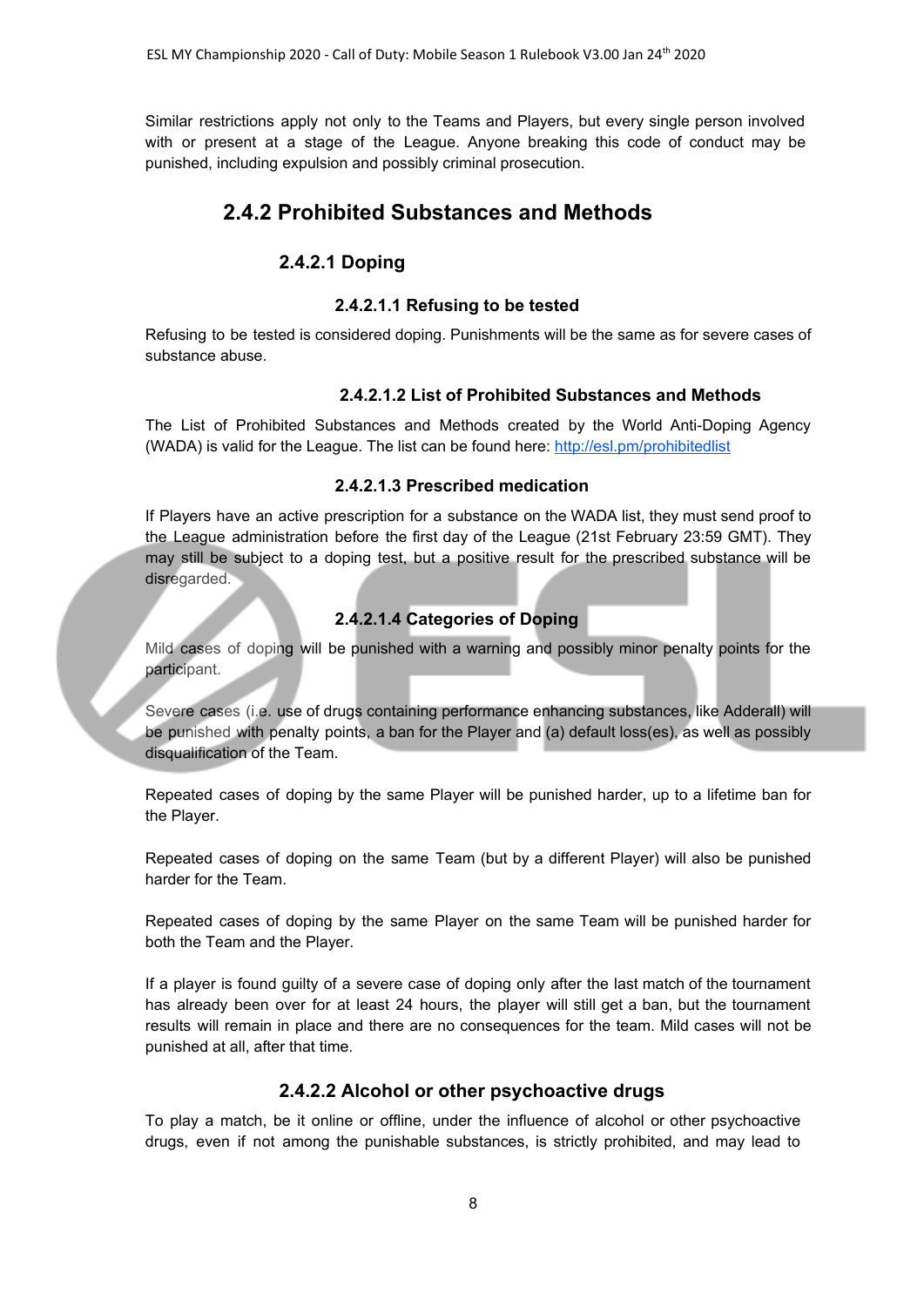Similar restrictions apply not only to the Teams and Players, but every single person involved with or present at a stage of the League. Anyone breaking this code of conduct may be punished, including expulsion and possibly criminal prosecution.

## 2.4.2 Prohibited Substances and Methods

### 2.4.2.1 Doping

#### 2.4.2.1.1 Refusing to be tested

Refusing to be tested is considered doping. Punishments will be the same as for severe cases of substance abuse.

#### 2.4.2.1.2 List of Prohibited Substances and Methods

The List of Prohibited Substances and Methods created by the World Anti-Doping Agency (WADA) is valid for the League. The list can be found here: [http://esl.pm/prohibitedlist](http://esl.pm/prohibitedlist)

#### 2.4.2.1.3 Prescribed medication

If Players have an active prescription for a substance on the WADA list, they must send proof to the League administration before the first day of the League (21st February 23:59 GMT). They may still be subject to a doping test, but a positive result for the prescribed substance will be disregarded.

#### 2.4.2.1.4 Categories of Doping

Mild cases of doping will be punished with a warning and possibly minor penalty points for the participant.

Severe cases (i.e. use of drugs containing performance enhancing substances, like Adderall) will be punished with penalty points, a ban for the Player and (a) default loss(es), as well as possibly disqualification of the Team.

Repeated cases of doping by the same Player will be punished harder, up to a lifetime ban for the Player.

Repeated cases of doping on the same Team (but by a different Player) will also be punished harder for the Team.

Repeated cases of doping by the same Player on the same Team will be punished harder for both the Team and the Player.

If a player is found guilty of a severe case of doping only after the last match of the tournament has already been over for at least 24 hours, the player will still get a ban, but the tournament results will remain in place and there are no consequences for the team. Mild cases will not be punished at all, after that time.

### 2.4.2.2 Alcohol or other psychoactive drugs

To play a match, be it online or offline, under the influence of alcohol or other psychoactive drugs, even if not among the punishable substances, is strictly prohibited, and may lead to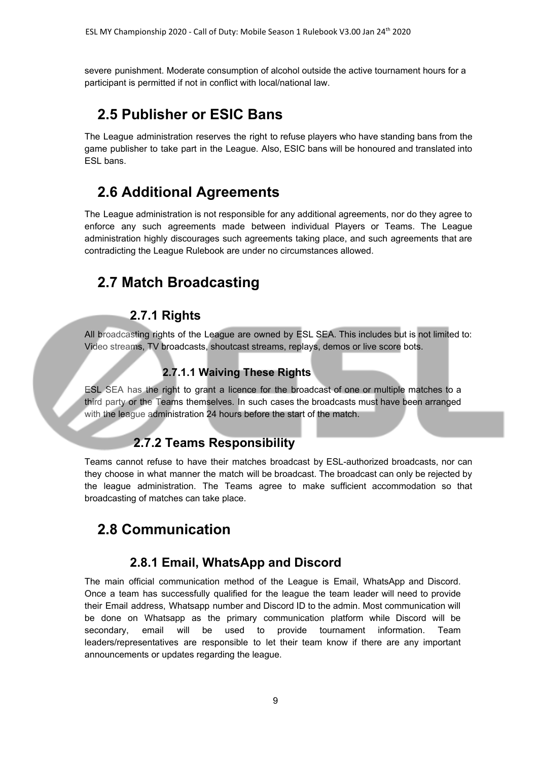severe punishment. Moderate consumption of alcohol outside the active tournament hours for a participant is permitted if not in conflict with local/national law.

## 2.5 Publisher or ESIC Bans

The League administration reserves the right to refuse players who have standing bans from the game publisher to take part in the League. Also, ESIC bans will be honoured and translated into ESL bans.

## 2.6 Additional Agreements

The League administration is not responsible for any additional agreements, nor do they agree to enforce any such agreements made between individual Players or Teams. The League administration highly discourages such agreements taking place, and such agreements that are contradicting the League Rulebook are under no circumstances allowed.

## 2.7 Match Broadcasting

### 2.7.1 Rights

All broadcasting rights of the League are owned by ESL SEA. This includes but is not limited to: Video streams, TV broadcasts, shoutcast streams, replays, demos or live score bots.

#### 2.7.1.1 Waiving These Rights

ESL SEA has the right to grant a licence for the broadcast of one or multiple matches to a third party or the Teams themselves. In such cases the broadcasts must have been arranged with the league administration 24 hours before the start of the match.

### 2.7.2 Teams Responsibility

Teams cannot refuse to have their matches broadcast by ESL-authorized broadcasts, nor can they choose in what manner the match will be broadcast. The broadcast can only be rejected by the league administration. The Teams agree to make sufficient accommodation so that broadcasting of matches can take place.

## 2.8 Communication

### 2.8.1 Email, WhatsApp and Discord

The main official communication method of the League is Email, WhatsApp and Discord. Once a team has successfully qualified for the league the team leader will need to provide their Email address, Whatsapp number and Discord ID to the admin. Most communication will be done on Whatsapp as the primary communication platform while Discord will be secondary, email will be used to provide tournament information. Team leaders/representatives are responsible to let their team know if there are any important announcements or updates regarding the league.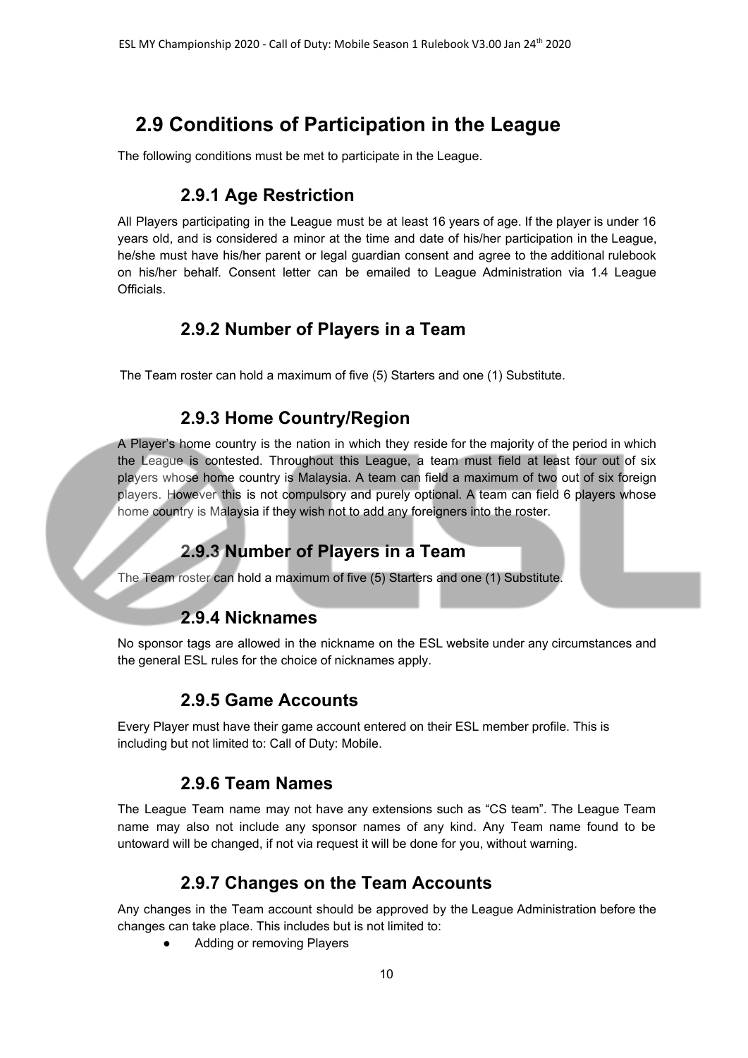## 2.9 Conditions of Participation in the League

The following conditions must be met to participate in the League.

### 2.9.1 Age Restriction

All Players participating in the League must be at least 16 years of age. If the player is under 16 years old, and is considered a minor at the time and date of his/her participation in the League, he/she must have his/her parent or legal guardian consent and agree to the additional rulebook on his/her behalf. Consent letter can be emailed to League Administration via 1.4 League Officials.

### 2.9.2 Number of Players in a Team

The Team roster can hold a maximum of five (5) Starters and one (1) Substitute.

### 2.9.3 Home Country/Region

A Player's home country is the nation in which they reside for the majority of the period in which the League is contested. Throughout this League, a team must field at least four out of six players whose home country is Malaysia. A team can field a maximum of two out of six foreign players. However this is not compulsory and purely optional. A team can field 6 players whose home country is Malaysia if they wish not to add any foreigners into the roster.

### 2.9.3 Number of Players in a Team

The Team roster can hold a maximum of five (5) Starters and one (1) Substitute.

### 2.9.4 Nicknames

No sponsor tags are allowed in the nickname on the ESL website under any circumstances and the general ESL rules for the choice of nicknames apply.

### 2.9.5 Game Accounts

Every Player must have their game account entered on their ESL member profile. This is including but not limited to: Call of Duty: Mobile.

### 2.9.6 Team Names

The League Team name may not have any extensions such as "CS team". The League Team name may also not include any sponsor names of any kind. Any Team name found to be untoward will be changed, if not via request it will be done for you, without warning.

### 2.9.7 Changes on the Team Accounts

Any changes in the Team account should be approved by the League Administration before the changes can take place. This includes but is not limited to:

- Adding or removing Players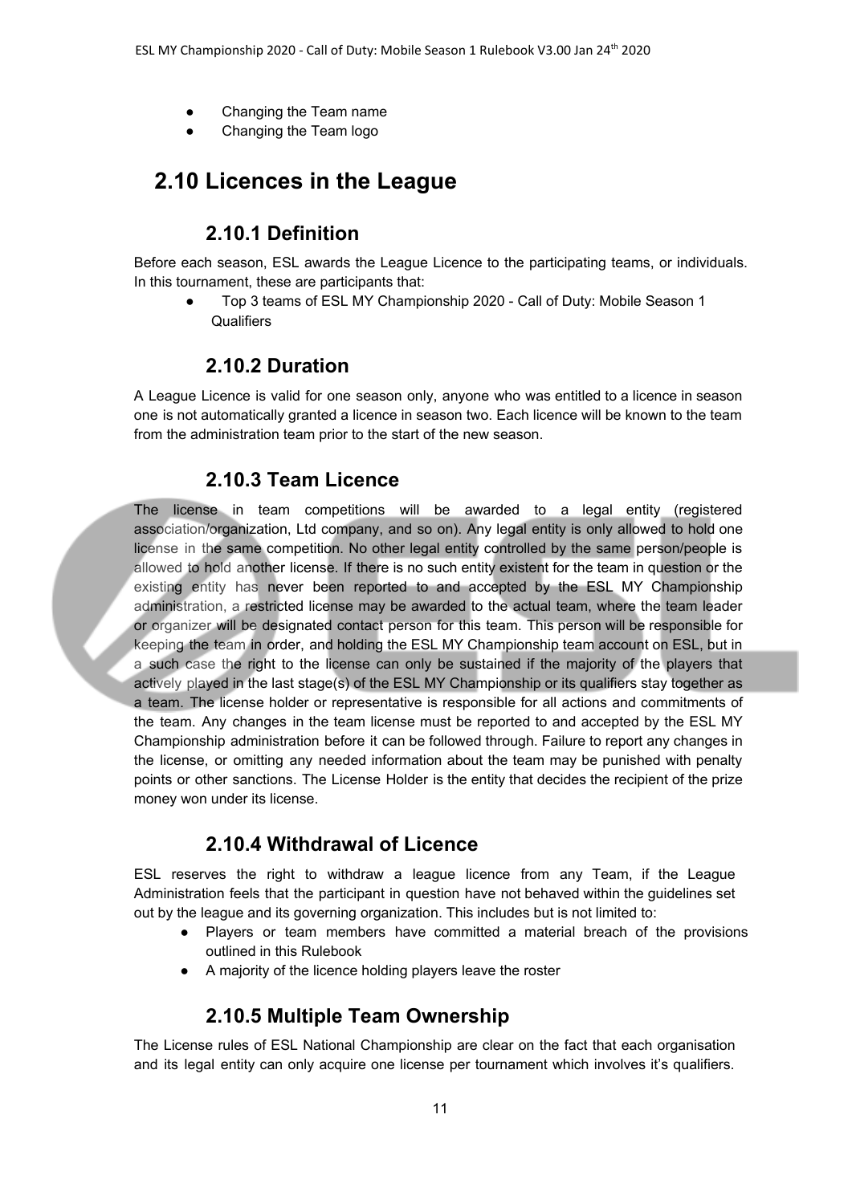- Changing the Team name
- Changing the Team logo

## 2.10 Licences in the League

### 2.10.1 Definition

Before each season, ESL awards the League Licence to the participating teams, or individuals. In this tournament, these are participants that:

- Top 3 teams of ESL MY Championship 2020 - Call of Duty: Mobile Season 1 Qualifiers

### 2.10.2 Duration

A League Licence is valid for one season only, anyone who was entitled to a licence in season one is not automatically granted a licence in season two. Each licence will be known to the team from the administration team prior to the start of the new season.

### 2.10.3 Team Licence

The license in team competitions will be awarded to a legal entity (registered association/organization, Ltd company, and so on). Any legal entity is only allowed to hold one license in the same competition. No other legal entity controlled by the same person/people is allowed to hold another license. If there is no such entity existent for the team in question or the existing entity has never been reported to and accepted by the ESL MY Championship administration, a restricted license may be awarded to the actual team, where the team leader or organizer will be designated contact person for this team. This person will be responsible for keeping the team in order, and holding the ESL MY Championship team account on ESL, but in a such case the right to the license can only be sustained if the majority of the players that actively played in the last stage(s) of the ESL MY Championship or its qualifiers stay together as a team. The license holder or representative is responsible for all actions and commitments of the team. Any changes in the team license must be reported to and accepted by the ESL MY Championship administration before it can be followed through. Failure to report any changes in the license, or omitting any needed information about the team may be punished with penalty points or other sanctions. The License Holder is the entity that decides the recipient of the prize money won under its license.

### 2.10.4 Withdrawal of Licence

ESL reserves the right to withdraw a league licence from any Team, if the League Administration feels that the participant in question have not behaved within the guidelines set out by the league and its governing organization. This includes but is not limited to:

- Players or team members have committed a material breach of the provisions outlined in this Rulebook
- A majority of the licence holding players leave the roster

### 2.10.5 Multiple Team Ownership

The License rules of ESL National Championship are clear on the fact that each organisation and its legal entity can only acquire one license per tournament which involves it’s qualifiers.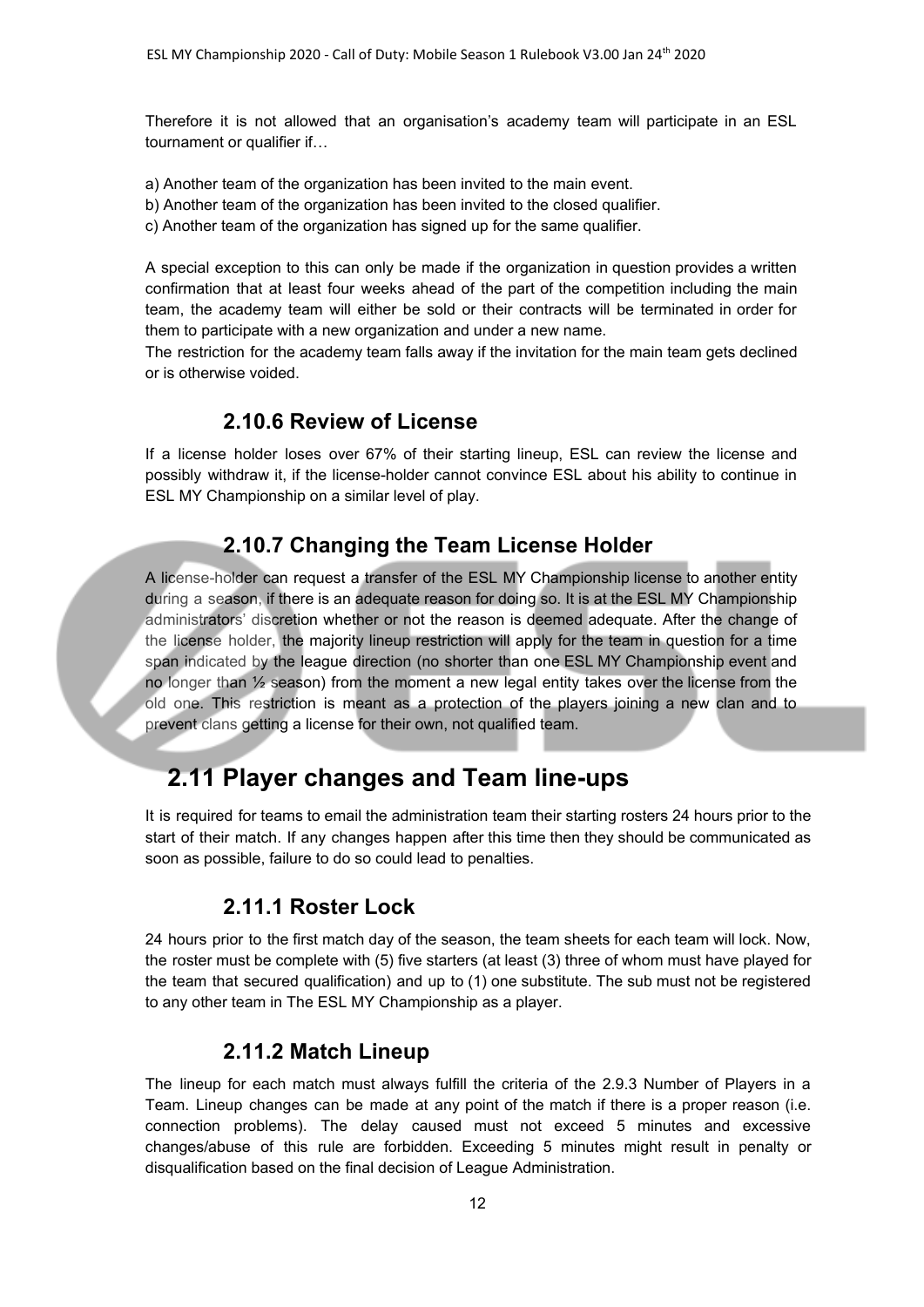Therefore it is not allowed that an organisation's academy team will participate in an ESL tournament or qualifier if…

a) Another team of the organization has been invited to the main event.
b) Another team of the organization has been invited to the closed qualifier.
c) Another team of the organization has signed up for the same qualifier.

A special exception to this can only be made if the organization in question provides a written confirmation that at least four weeks ahead of the part of the competition including the main team, the academy team will either be sold or their contracts will be terminated in order for them to participate with a new organization and under a new name.
The restriction for the academy team falls away if the invitation for the main team gets declined or is otherwise voided.

### 2.10.6 Review of License

If a license holder loses over 67% of their starting lineup, ESL can review the license and possibly withdraw it, if the license-holder cannot convince ESL about his ability to continue in ESL MY Championship on a similar level of play.

### 2.10.7 Changing the Team License Holder

A license-holder can request a transfer of the ESL MY Championship license to another entity during a season, if there is an adequate reason for doing so. It is at the ESL MY Championship administrators' discretion whether or not the reason is deemed adequate. After the change of the license holder, the majority lineup restriction will apply for the team in question for a time span indicated by the league direction (no shorter than one ESL MY Championship event and no longer than ½ season) from the moment a new legal entity takes over the license from the old one. This restriction is meant as a protection of the players joining a new clan and to prevent clans getting a license for their own, not qualified team.

## 2.11 Player changes and Team line-ups

It is required for teams to email the administration team their starting rosters 24 hours prior to the start of their match. If any changes happen after this time then they should be communicated as soon as possible, failure to do so could lead to penalties.

### 2.11.1 Roster Lock

24 hours prior to the first match day of the season, the team sheets for each team will lock. Now, the roster must be complete with (5) five starters (at least (3) three of whom must have played for the team that secured qualification) and up to (1) one substitute. The sub must not be registered to any other team in The ESL MY Championship as a player.

### 2.11.2 Match Lineup

The lineup for each match must always fulfill the criteria of the 2.9.3 Number of Players in a Team. Lineup changes can be made at any point of the match if there is a proper reason (i.e. connection problems). The delay caused must not exceed 5 minutes and excessive changes/abuse of this rule are forbidden. Exceeding 5 minutes might result in penalty or disqualification based on the final decision of League Administration.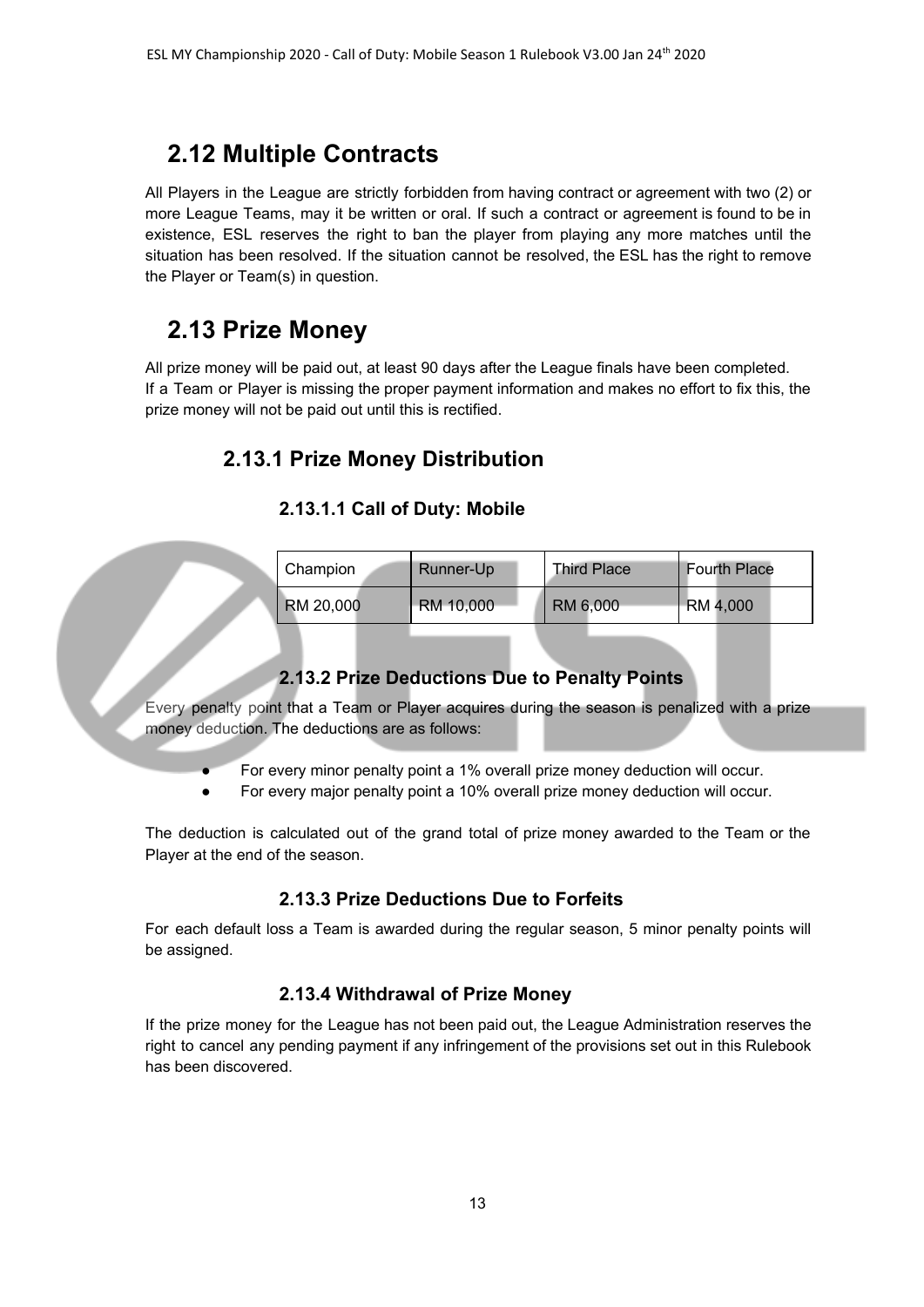## 2.12 Multiple Contracts

All Players in the League are strictly forbidden from having contract or agreement with two (2) or more League Teams, may it be written or oral. If such a contract or agreement is found to be in existence, ESL reserves the right to ban the player from playing any more matches until the situation has been resolved. If the situation cannot be resolved, the ESL has the right to remove the Player or Team(s) in question.

## 2.13 Prize Money

All prize money will be paid out, at least 90 days after the League finals have been completed.
If a Team or Player is missing the proper payment information and makes no effort to fix this, the prize money will not be paid out until this is rectified.

### 2.13.1 Prize Money Distribution

#### 2.13.1.1 Call of Duty: Mobile

| Champion | Runner-Up | Third Place | Fourth Place |
|---|---|---|---|
| RM 20,000 | RM 10,000 | RM 6,000 | RM 4,000 |

#### 2.13.2 Prize Deductions Due to Penalty Points

Every penalty point that a Team or Player acquires during the season is penalized with a prize money deduction. The deductions are as follows:

- For every minor penalty point a 1% overall prize money deduction will occur.
- For every major penalty point a 10% overall prize money deduction will occur.

The deduction is calculated out of the grand total of prize money awarded to the Team or the Player at the end of the season.

#### 2.13.3 Prize Deductions Due to Forfeits

For each default loss a Team is awarded during the regular season, 5 minor penalty points will be assigned.

#### 2.13.4 Withdrawal of Prize Money

If the prize money for the League has not been paid out, the League Administration reserves the right to cancel any pending payment if any infringement of the provisions set out in this Rulebook has been discovered.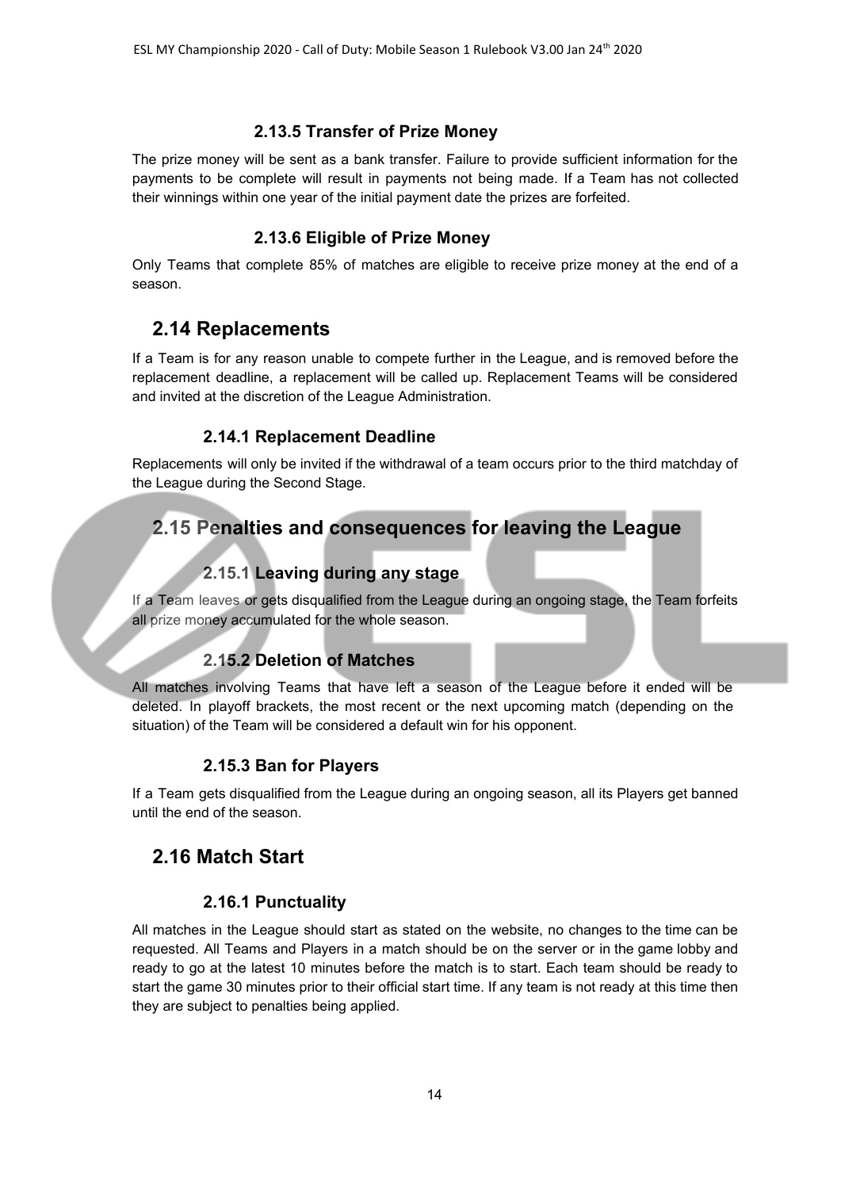### 2.13.5 Transfer of Prize Money

The prize money will be sent as a bank transfer. Failure to provide sufficient information for the payments to be complete will result in payments not being made. If a Team has not collected their winnings within one year of the initial payment date the prizes are forfeited.

### 2.13.6 Eligible of Prize Money

Only Teams that complete 85% of matches are eligible to receive prize money at the end of a season.

## 2.14 Replacements

If a Team is for any reason unable to compete further in the League, and is removed before the replacement deadline, a replacement will be called up. Replacement Teams will be considered and invited at the discretion of the League Administration.

### 2.14.1 Replacement Deadline

Replacements will only be invited if the withdrawal of a team occurs prior to the third matchday of the League during the Second Stage.

## 2.15 Penalties and consequences for leaving the League

### 2.15.1 Leaving during any stage

If a Team leaves or gets disqualified from the League during an ongoing stage, the Team forfeits all prize money accumulated for the whole season.

### 2.15.2 Deletion of Matches

All matches involving Teams that have left a season of the League before it ended will be deleted. In playoff brackets, the most recent or the next upcoming match (depending on the situation) of the Team will be considered a default win for his opponent.

### 2.15.3 Ban for Players

If a Team gets disqualified from the League during an ongoing season, all its Players get banned until the end of the season.

## 2.16 Match Start

### 2.16.1 Punctuality

All matches in the League should start as stated on the website, no changes to the time can be requested. All Teams and Players in a match should be on the server or in the game lobby and ready to go at the latest 10 minutes before the match is to start. Each team should be ready to start the game 30 minutes prior to their official start time. If any team is not ready at this time then they are subject to penalties being applied.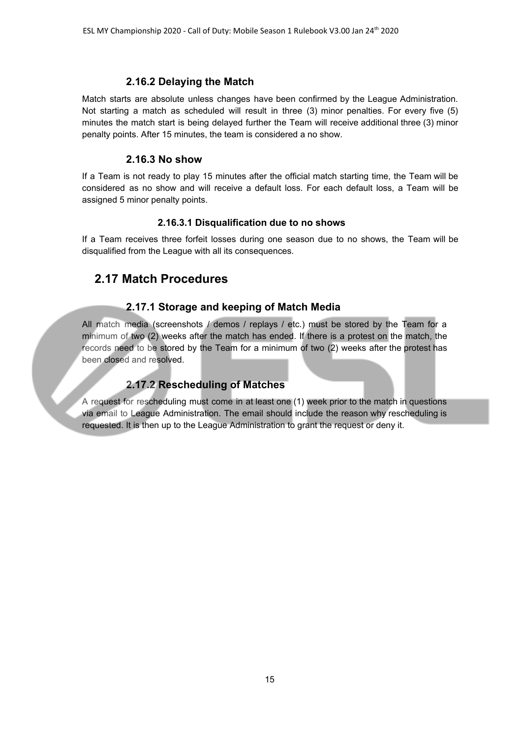#### 2.16.2 Delaying the Match

Match starts are absolute unless changes have been confirmed by the League Administration. Not starting a match as scheduled will result in three (3) minor penalties. For every five (5) minutes the match start is being delayed further the Team will receive additional three (3) minor penalty points. After 15 minutes, the team is considered a no show.

#### 2.16.3 No show

If a Team is not ready to play 15 minutes after the official match starting time, the Team will be considered as no show and will receive a default loss. For each default loss, a Team will be assigned 5 minor penalty points.

##### 2.16.3.1 Disqualification due to no shows

If a Team receives three forfeit losses during one season due to no shows, the Team will be disqualified from the League with all its consequences.

### 2.17 Match Procedures

#### 2.17.1 Storage and keeping of Match Media

All match media (screenshots / demos / replays / etc.) must be stored by the Team for a minimum of two (2) weeks after the match has ended. If there is a protest on the match, the records need to be stored by the Team for a minimum of two (2) weeks after the protest has been closed and resolved.

#### 2.17.2 Rescheduling of Matches

A request for rescheduling must come in at least one (1) week prior to the match in questions via email to League Administration. The email should include the reason why rescheduling is requested. It is then up to the League Administration to grant the request or deny it.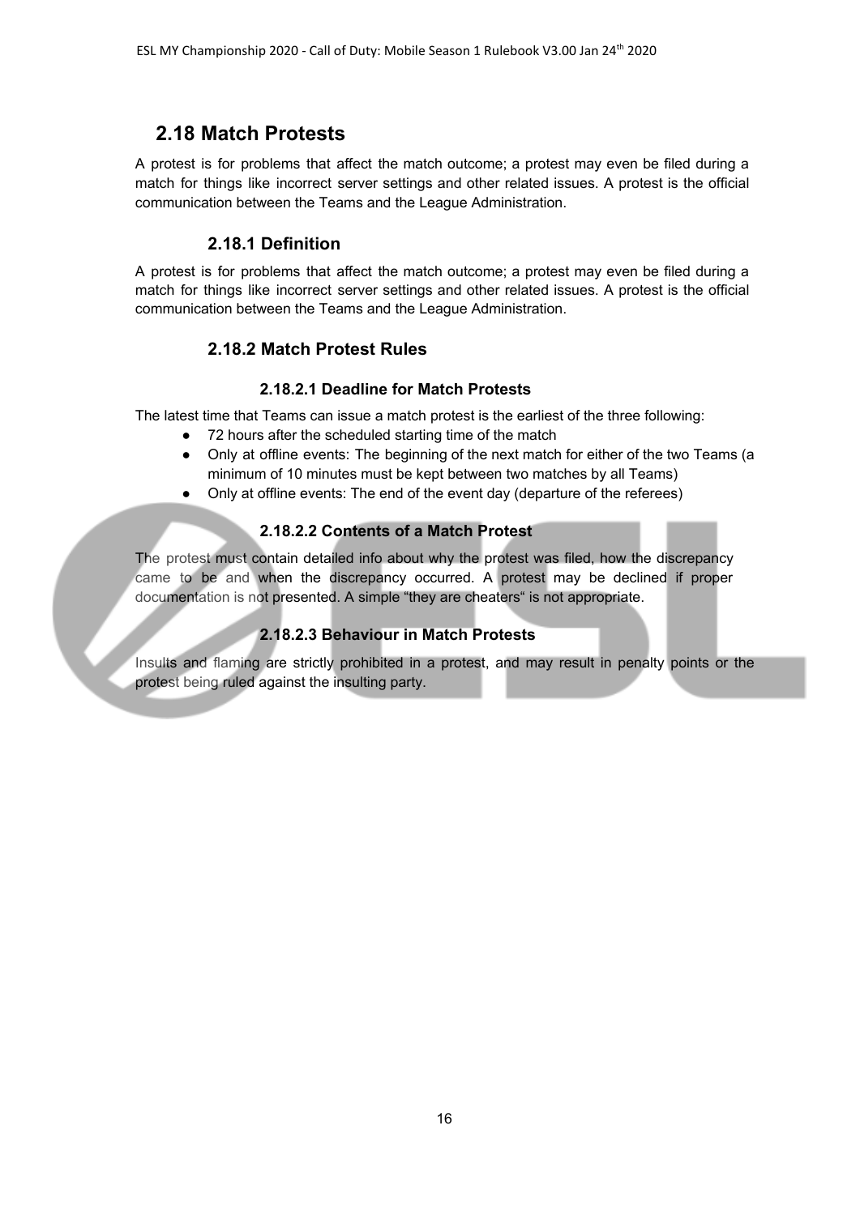## 2.18 Match Protests

A protest is for problems that affect the match outcome; a protest may even be filed during a match for things like incorrect server settings and other related issues. A protest is the official communication between the Teams and the League Administration.

### 2.18.1 Definition

A protest is for problems that affect the match outcome; a protest may even be filed during a match for things like incorrect server settings and other related issues. A protest is the official communication between the Teams and the League Administration.

### 2.18.2 Match Protest Rules

#### 2.18.2.1 Deadline for Match Protests

The latest time that Teams can issue a match protest is the earliest of the three following:

- 72 hours after the scheduled starting time of the match
- Only at offline events: The beginning of the next match for either of the two Teams (a minimum of 10 minutes must be kept between two matches by all Teams)
- Only at offline events: The end of the event day (departure of the referees)

#### 2.18.2.2 Contents of a Match Protest

The protest must contain detailed info about why the protest was filed, how the discrepancy came to be and when the discrepancy occurred. A protest may be declined if proper documentation is not presented. A simple "they are cheaters" is not appropriate.

#### 2.18.2.3 Behaviour in Match Protests

Insults and flaming are strictly prohibited in a protest, and may result in penalty points or the protest being ruled against the insulting party.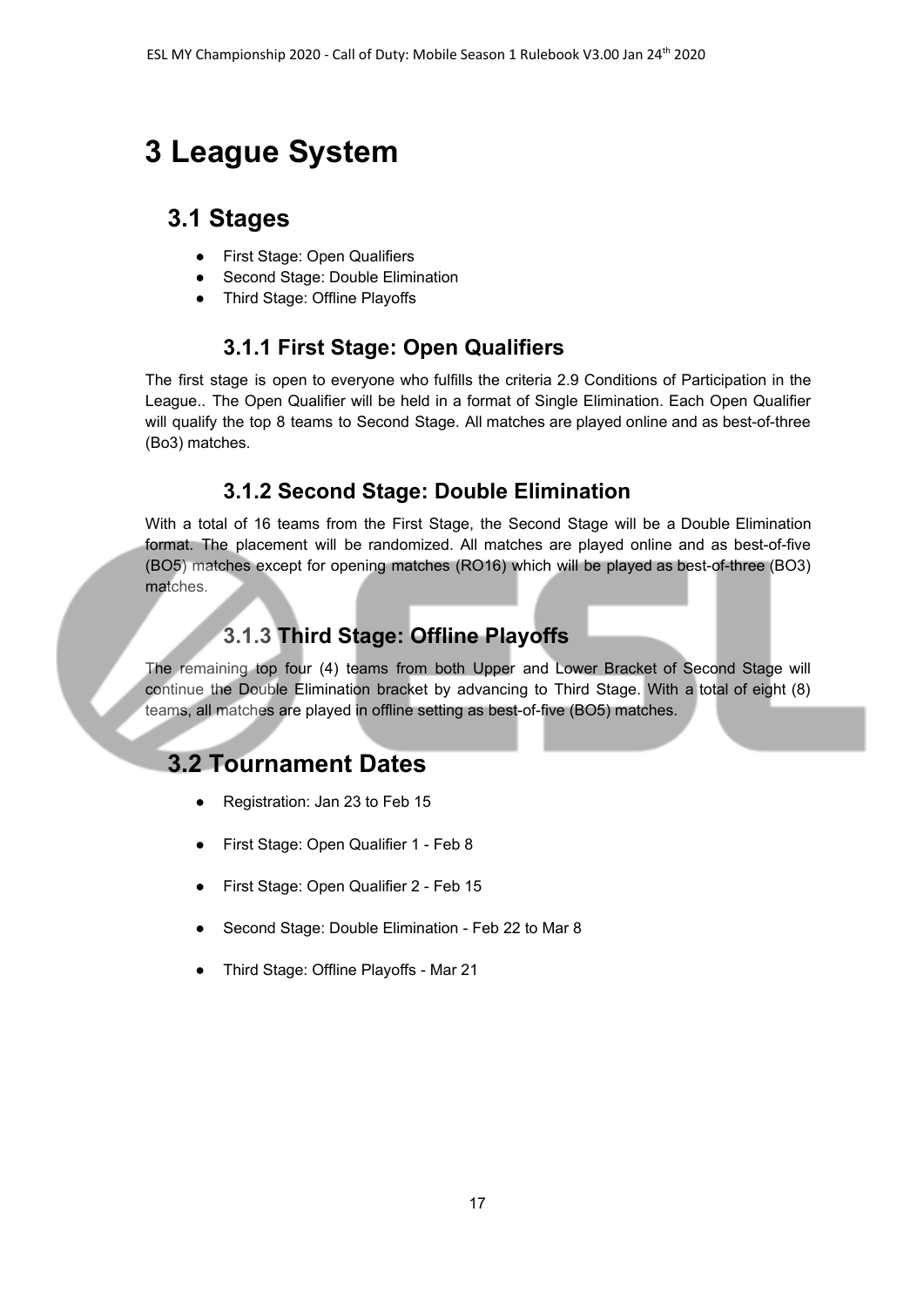# 3 League System

## 3.1 Stages

- First Stage: Open Qualifiers
- Second Stage: Double Elimination
- Third Stage: Offline Playoffs

### 3.1.1 First Stage: Open Qualifiers

The first stage is open to everyone who fulfills the criteria 2.9 Conditions of Participation in the League.. The Open Qualifier will be held in a format of Single Elimination. Each Open Qualifier will qualify the top 8 teams to Second Stage. All matches are played online and as best-of-three (Bo3) matches.

### 3.1.2 Second Stage: Double Elimination

With a total of 16 teams from the First Stage, the Second Stage will be a Double Elimination format. The placement will be randomized. All matches are played online and as best-of-five (BO5) matches except for opening matches (RO16) which will be played as best-of-three (BO3) matches.

### 3.1.3 Third Stage: Offline Playoffs

The remaining top four (4) teams from both Upper and Lower Bracket of Second Stage will continue the Double Elimination bracket by advancing to Third Stage. With a total of eight (8) teams, all matches are played in offline setting as best-of-five (BO5) matches.

## 3.2 Tournament Dates

- Registration: Jan 23 to Feb 15
- First Stage: Open Qualifier 1 - Feb 8
- First Stage: Open Qualifier 2 - Feb 15
- Second Stage: Double Elimination - Feb 22 to Mar 8
- Third Stage: Offline Playoffs - Mar 21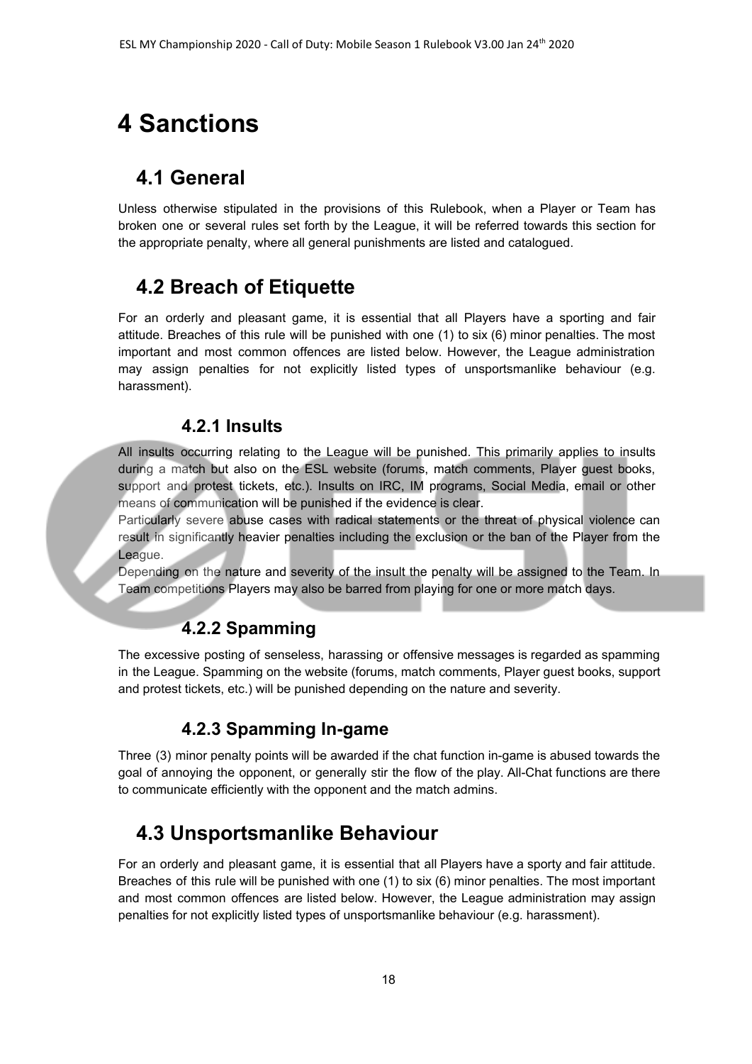# 4 Sanctions

## 4.1 General

Unless otherwise stipulated in the provisions of this Rulebook, when a Player or Team has broken one or several rules set forth by the League, it will be referred towards this section for the appropriate penalty, where all general punishments are listed and catalogued.

## 4.2 Breach of Etiquette

For an orderly and pleasant game, it is essential that all Players have a sporting and fair attitude. Breaches of this rule will be punished with one (1) to six (6) minor penalties. The most important and most common offences are listed below. However, the League administration may assign penalties for not explicitly listed types of unsportsmanlike behaviour (e.g. harassment).

### 4.2.1 Insults

All insults occurring relating to the League will be punished. This primarily applies to insults during a match but also on the ESL website (forums, match comments, Player guest books, support and protest tickets, etc.). Insults on IRC, IM programs, Social Media, email or other means of communication will be punished if the evidence is clear.
Particularly severe abuse cases with radical statements or the threat of physical violence can result in significantly heavier penalties including the exclusion or the ban of the Player from the League.
Depending on the nature and severity of the insult the penalty will be assigned to the Team. In Team competitions Players may also be barred from playing for one or more match days.

### 4.2.2 Spamming

The excessive posting of senseless, harassing or offensive messages is regarded as spamming in the League. Spamming on the website (forums, match comments, Player guest books, support and protest tickets, etc.) will be punished depending on the nature and severity.

### 4.2.3 Spamming In-game

Three (3) minor penalty points will be awarded if the chat function in-game is abused towards the goal of annoying the opponent, or generally stir the flow of the play. All-Chat functions are there to communicate efficiently with the opponent and the match admins.

## 4.3 Unsportsmanlike Behaviour

For an orderly and pleasant game, it is essential that all Players have a sporty and fair attitude. Breaches of this rule will be punished with one (1) to six (6) minor penalties. The most important and most common offences are listed below. However, the League administration may assign penalties for not explicitly listed types of unsportsmanlike behaviour (e.g. harassment).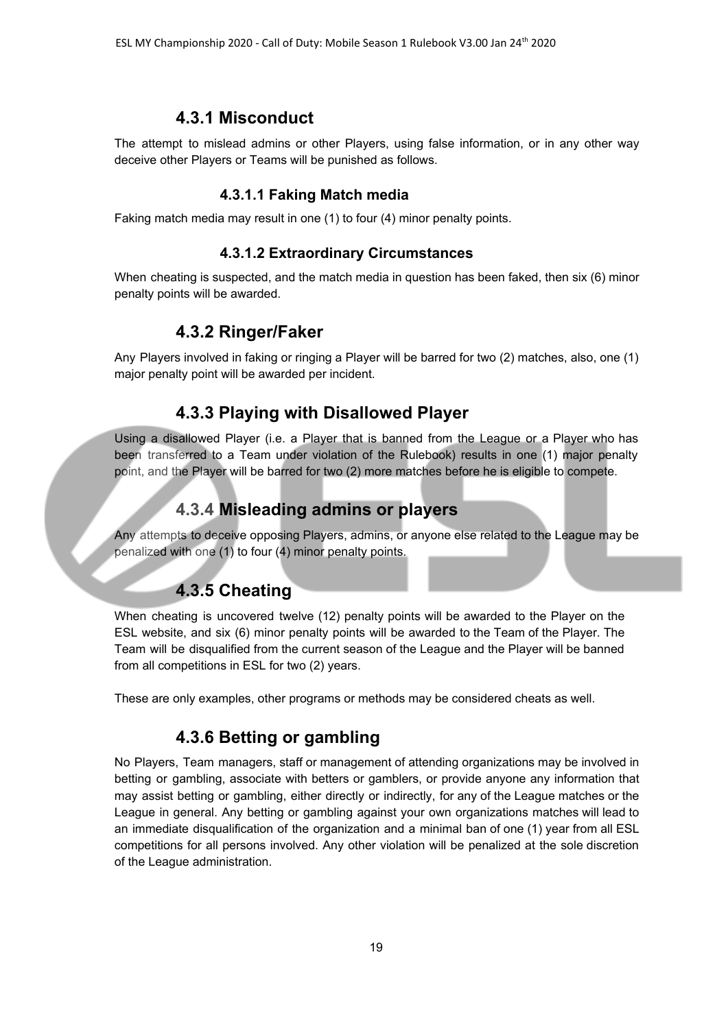### 4.3.1 Misconduct

The attempt to mislead admins or other Players, using false information, or in any other way deceive other Players or Teams will be punished as follows.

#### 4.3.1.1 Faking Match media

Faking match media may result in one (1) to four (4) minor penalty points.

#### 4.3.1.2 Extraordinary Circumstances

When cheating is suspected, and the match media in question has been faked, then six (6) minor penalty points will be awarded.

### 4.3.2 Ringer/Faker

Any Players involved in faking or ringing a Player will be barred for two (2) matches, also, one (1) major penalty point will be awarded per incident.

### 4.3.3 Playing with Disallowed Player

Using a disallowed Player (i.e. a Player that is banned from the League or a Player who has been transferred to a Team under violation of the Rulebook) results in one (1) major penalty point, and the Player will be barred for two (2) more matches before he is eligible to compete.

### 4.3.4 Misleading admins or players

Any attempts to deceive opposing Players, admins, or anyone else related to the League may be penalized with one (1) to four (4) minor penalty points.

### 4.3.5 Cheating

When cheating is uncovered twelve (12) penalty points will be awarded to the Player on the ESL website, and six (6) minor penalty points will be awarded to the Team of the Player. The Team will be disqualified from the current season of the League and the Player will be banned from all competitions in ESL for two (2) years.

These are only examples, other programs or methods may be considered cheats as well.

### 4.3.6 Betting or gambling

No Players, Team managers, staff or management of attending organizations may be involved in betting or gambling, associate with betters or gamblers, or provide anyone any information that may assist betting or gambling, either directly or indirectly, for any of the League matches or the League in general. Any betting or gambling against your own organizations matches will lead to an immediate disqualification of the organization and a minimal ban of one (1) year from all ESL competitions for all persons involved. Any other violation will be penalized at the sole discretion of the League administration.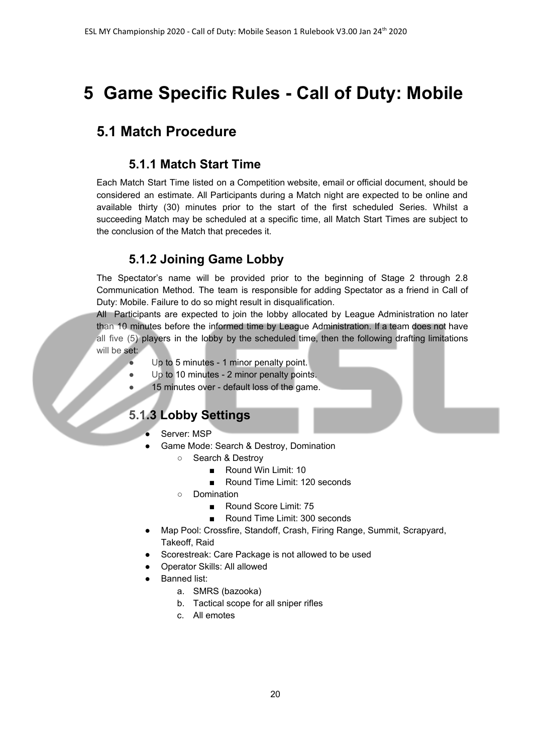# 5 Game Specific Rules - Call of Duty: Mobile

## 5.1 Match Procedure

### 5.1.1 Match Start Time

Each Match Start Time listed on a Competition website, email or official document, should be considered an estimate. All Participants during a Match night are expected to be online and available thirty (30) minutes prior to the start of the first scheduled Series. Whilst a succeeding Match may be scheduled at a specific time, all Match Start Times are subject to the conclusion of the Match that precedes it.

### 5.1.2 Joining Game Lobby

The Spectator's name will be provided prior to the beginning of Stage 2 through 2.8 Communication Method. The team is responsible for adding Spectator as a friend in Call of Duty: Mobile. Failure to do so might result in disqualification.

All Participants are expected to join the lobby allocated by League Administration no later than 10 minutes before the informed time by League Administration. If a team does not have all five (5) players in the lobby by the scheduled time, then the following drafting limitations will be set:

- Up to 5 minutes - 1 minor penalty point.
- Up to 10 minutes - 2 minor penalty points.
- 15 minutes over - default loss of the game.

### 5.1.3 Lobby Settings

- Server: MSP
- Game Mode: Search & Destroy, Domination
  - Search & Destroy
    - Round Win Limit: 10
    - Round Time Limit: 120 seconds
  - Domination
    - Round Score Limit: 75
    - Round Time Limit: 300 seconds
- Map Pool: Crossfire, Standoff, Crash, Firing Range, Summit, Scrapyard, Takeoff, Raid
- Scorestreak: Care Package is not allowed to be used
- Operator Skills: All allowed
- Banned list:
  a. SMRS (bazooka)
  b. Tactical scope for all sniper rifles
  c. All emotes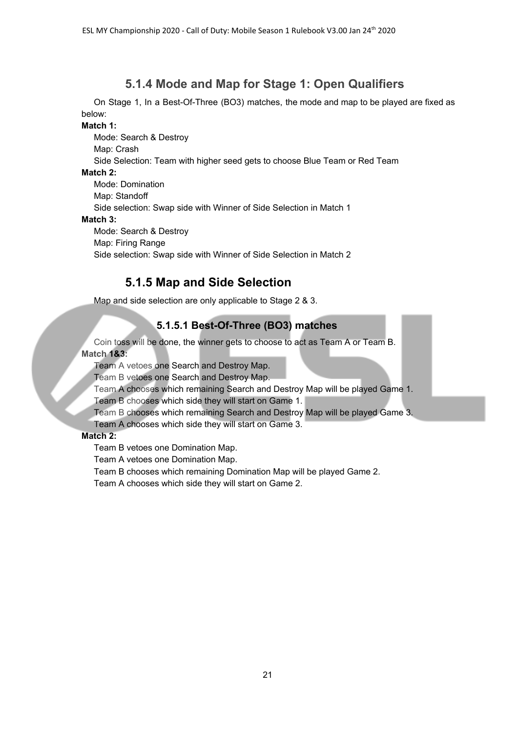### 5.1.4 Mode and Map for Stage 1: Open Qualifiers

On Stage 1, In a Best-Of-Three (BO3) matches, the mode and map to be played are fixed as below:

**Match 1:**

Mode: Search & Destroy

Map: Crash

Side Selection: Team with higher seed gets to choose Blue Team or Red Team

**Match 2:**

Mode: Domination

Map: Standoff

Side selection: Swap side with Winner of Side Selection in Match 1

**Match 3:**

Mode: Search & Destroy

Map: Firing Range

Side selection: Swap side with Winner of Side Selection in Match 2

### 5.1.5 Map and Side Selection

Map and side selection are only applicable to Stage 2 & 3.

#### 5.1.5.1 Best-Of-Three (BO3) matches

Coin toss will be done, the winner gets to choose to act as Team A or Team B.

**Match 1&3:**

Team A vetoes one Search and Destroy Map.

Team B vetoes one Search and Destroy Map.

Team A chooses which remaining Search and Destroy Map will be played Game 1.

Team B chooses which side they will start on Game 1.

Team B chooses which remaining Search and Destroy Map will be played Game 3.

Team A chooses which side they will start on Game 3.

**Match 2:**

Team B vetoes one Domination Map.

Team A vetoes one Domination Map.

Team B chooses which remaining Domination Map will be played Game 2.

Team A chooses which side they will start on Game 2.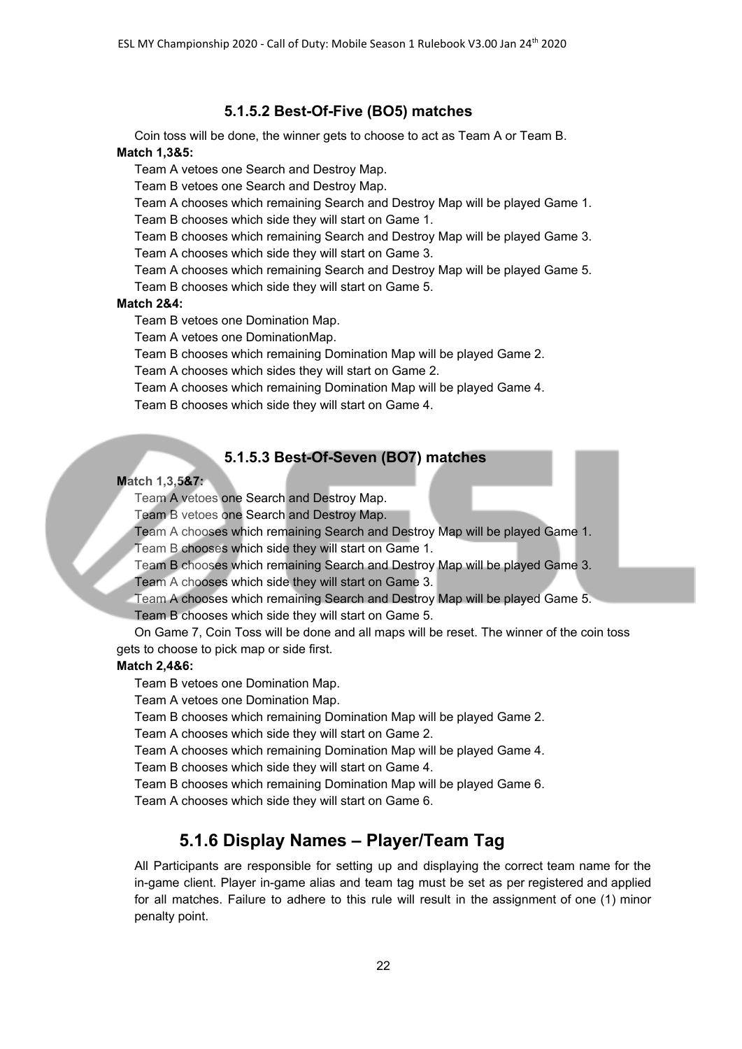#### 5.1.5.2 Best-Of-Five (BO5) matches

Coin toss will be done, the winner gets to choose to act as Team A or Team B.

**Match 1,3&5:**

Team A vetoes one Search and Destroy Map.
Team B vetoes one Search and Destroy Map.
Team A chooses which remaining Search and Destroy Map will be played Game 1.
Team B chooses which side they will start on Game 1.
Team B chooses which remaining Search and Destroy Map will be played Game 3.
Team A chooses which side they will start on Game 3.
Team A chooses which remaining Search and Destroy Map will be played Game 5.
Team B chooses which side they will start on Game 5.

**Match 2&4:**

Team B vetoes one Domination Map.
Team A vetoes one DominationMap.
Team B chooses which remaining Domination Map will be played Game 2.
Team A chooses which sides they will start on Game 2.
Team A chooses which remaining Domination Map will be played Game 4.
Team B chooses which side they will start on Game 4.

#### 5.1.5.3 Best-Of-Seven (BO7) matches

**Match 1,3,5&7:**

Team A vetoes one Search and Destroy Map.
Team B vetoes one Search and Destroy Map.
Team A chooses which remaining Search and Destroy Map will be played Game 1.
Team B chooses which side they will start on Game 1.
Team B chooses which remaining Search and Destroy Map will be played Game 3.
Team A chooses which side they will start on Game 3.
Team A chooses which remaining Search and Destroy Map will be played Game 5.
Team B chooses which side they will start on Game 5.

On Game 7, Coin Toss will be done and all maps will be reset. The winner of the coin toss gets to choose to pick map or side first.

**Match 2,4&6:**

Team B vetoes one Domination Map.
Team A vetoes one Domination Map.
Team B chooses which remaining Domination Map will be played Game 2.
Team A chooses which side they will start on Game 2.
Team A chooses which remaining Domination Map will be played Game 4.
Team B chooses which side they will start on Game 4.
Team B chooses which remaining Domination Map will be played Game 6.
Team A chooses which side they will start on Game 6.

### 5.1.6 Display Names – Player/Team Tag

All Participants are responsible for setting up and displaying the correct team name for the in-game client. Player in-game alias and team tag must be set as per registered and applied for all matches. Failure to adhere to this rule will result in the assignment of one (1) minor penalty point.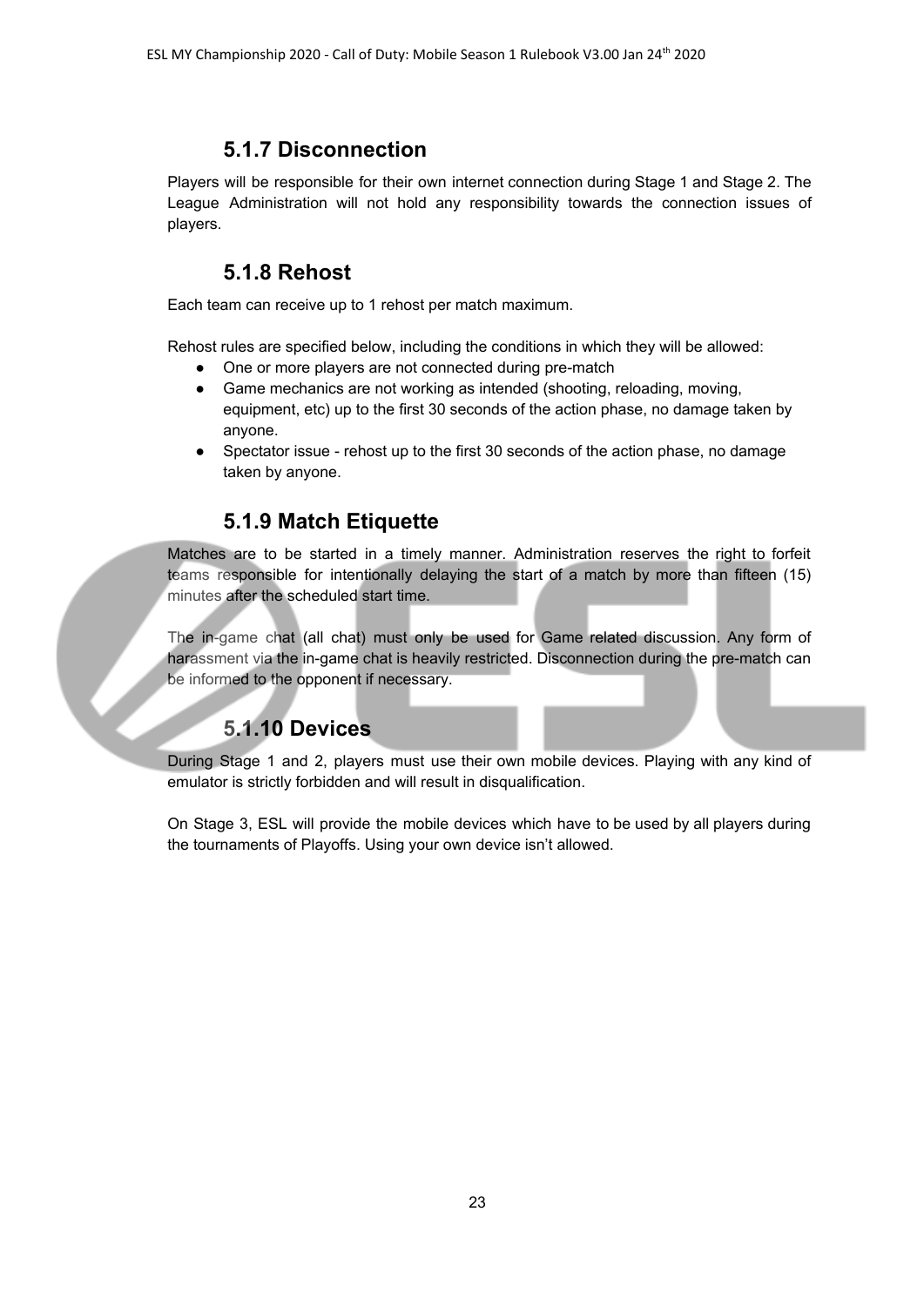### 5.1.7 Disconnection

Players will be responsible for their own internet connection during Stage 1 and Stage 2. The League Administration will not hold any responsibility towards the connection issues of players.

### 5.1.8 Rehost

Each team can receive up to 1 rehost per match maximum.

Rehost rules are specified below, including the conditions in which they will be allowed:

- One or more players are not connected during pre-match
- Game mechanics are not working as intended (shooting, reloading, moving, equipment, etc) up to the first 30 seconds of the action phase, no damage taken by anyone.
- Spectator issue - rehost up to the first 30 seconds of the action phase, no damage taken by anyone.

### 5.1.9 Match Etiquette

Matches are to be started in a timely manner. Administration reserves the right to forfeit teams responsible for intentionally delaying the start of a match by more than fifteen (15) minutes after the scheduled start time.

The in-game chat (all chat) must only be used for Game related discussion. Any form of harassment via the in-game chat is heavily restricted. Disconnection during the pre-match can be informed to the opponent if necessary.

### 5.1.10 Devices

During Stage 1 and 2, players must use their own mobile devices. Playing with any kind of emulator is strictly forbidden and will result in disqualification.

On Stage 3, ESL will provide the mobile devices which have to be used by all players during the tournaments of Playoffs. Using your own device isn't allowed.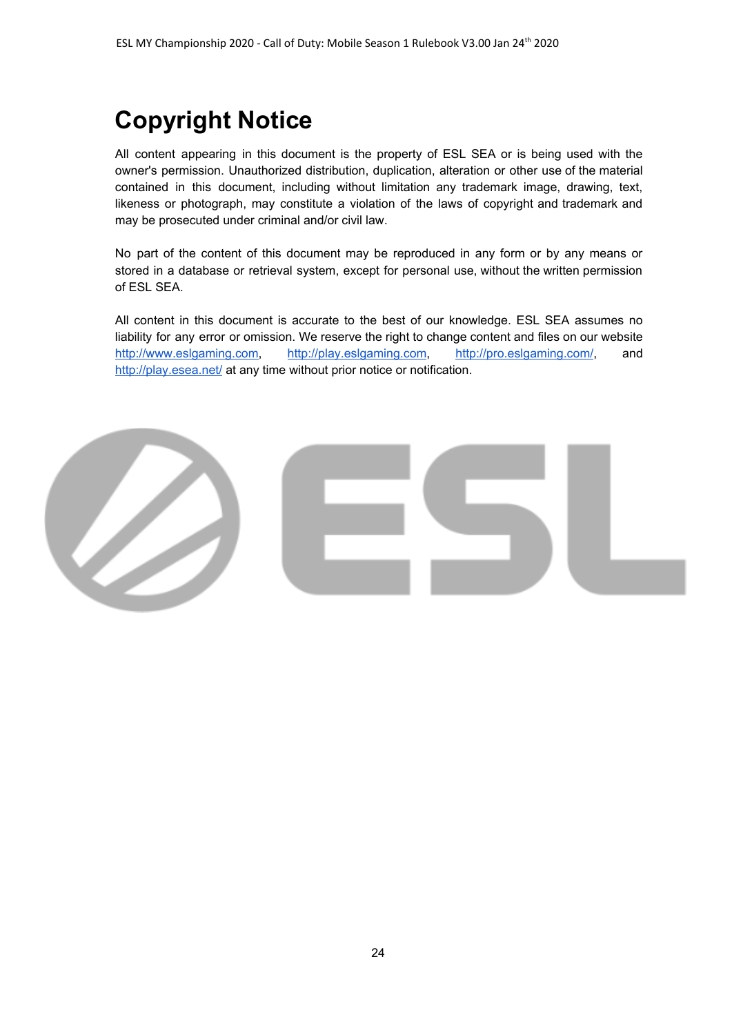# Copyright Notice

All content appearing in this document is the property of ESL SEA or is being used with the owner's permission. Unauthorized distribution, duplication, alteration or other use of the material contained in this document, including without limitation any trademark image, drawing, text, likeness or photograph, may constitute a violation of the laws of copyright and trademark and may be prosecuted under criminal and/or civil law.

No part of the content of this document may be reproduced in any form or by any means or stored in a database or retrieval system, except for personal use, without the written permission of ESL SEA.

All content in this document is accurate to the best of our knowledge. ESL SEA assumes no liability for any error or omission. We reserve the right to change content and files on our website http://www.eslgaming.com, http://play.eslgaming.com, http://pro.eslgaming.com/, and http://play.esea.net/ at any time without prior notice or notification.